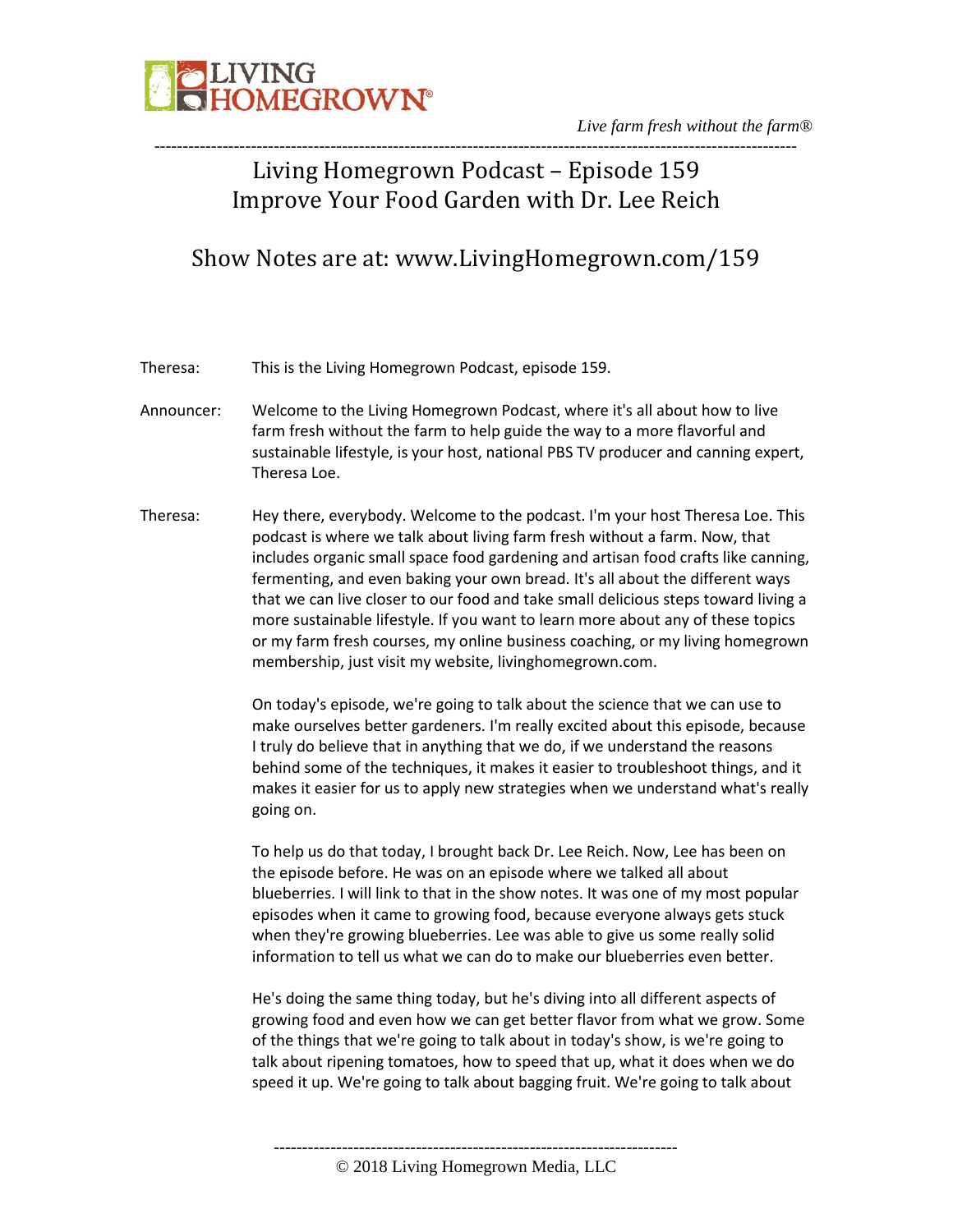# Living Homegrown Podcast – Episode 159
# Improve Your Food Garden with Dr. Lee Reich

## Show Notes are at: www.LivingHomegrown.com/159

Theresa: This is the Living Homegrown Podcast, episode 159.

Announcer: Welcome to the Living Homegrown Podcast, where it's all about how to live farm fresh without the farm to help guide the way to a more flavorful and sustainable lifestyle, is your host, national PBS TV producer and canning expert, Theresa Loe.

Theresa: Hey there, everybody. Welcome to the podcast. I'm your host Theresa Loe. This podcast is where we talk about living farm fresh without a farm. Now, that includes organic small space food gardening and artisan food crafts like canning, fermenting, and even baking your own bread. It's all about the different ways that we can live closer to our food and take small delicious steps toward living a more sustainable lifestyle. If you want to learn more about any of these topics or my farm fresh courses, my online business coaching, or my living homegrown membership, just visit my website, livinghomegrown.com.

On today's episode, we're going to talk about the science that we can use to make ourselves better gardeners. I'm really excited about this episode, because I truly do believe that in anything that we do, if we understand the reasons behind some of the techniques, it makes it easier to troubleshoot things, and it makes it easier for us to apply new strategies when we understand what's really going on.

To help us do that today, I brought back Dr. Lee Reich. Now, Lee has been on the episode before. He was on an episode where we talked all about blueberries. I will link to that in the show notes. It was one of my most popular episodes when it came to growing food, because everyone always gets stuck when they're growing blueberries. Lee was able to give us some really solid information to tell us what we can do to make our blueberries even better.

He's doing the same thing today, but he's diving into all different aspects of growing food and even how we can get better flavor from what we grow. Some of the things that we're going to talk about in today's show, is we're going to talk about ripening tomatoes, how to speed that up, what it does when we do speed it up. We're going to talk about bagging fruit. We're going to talk about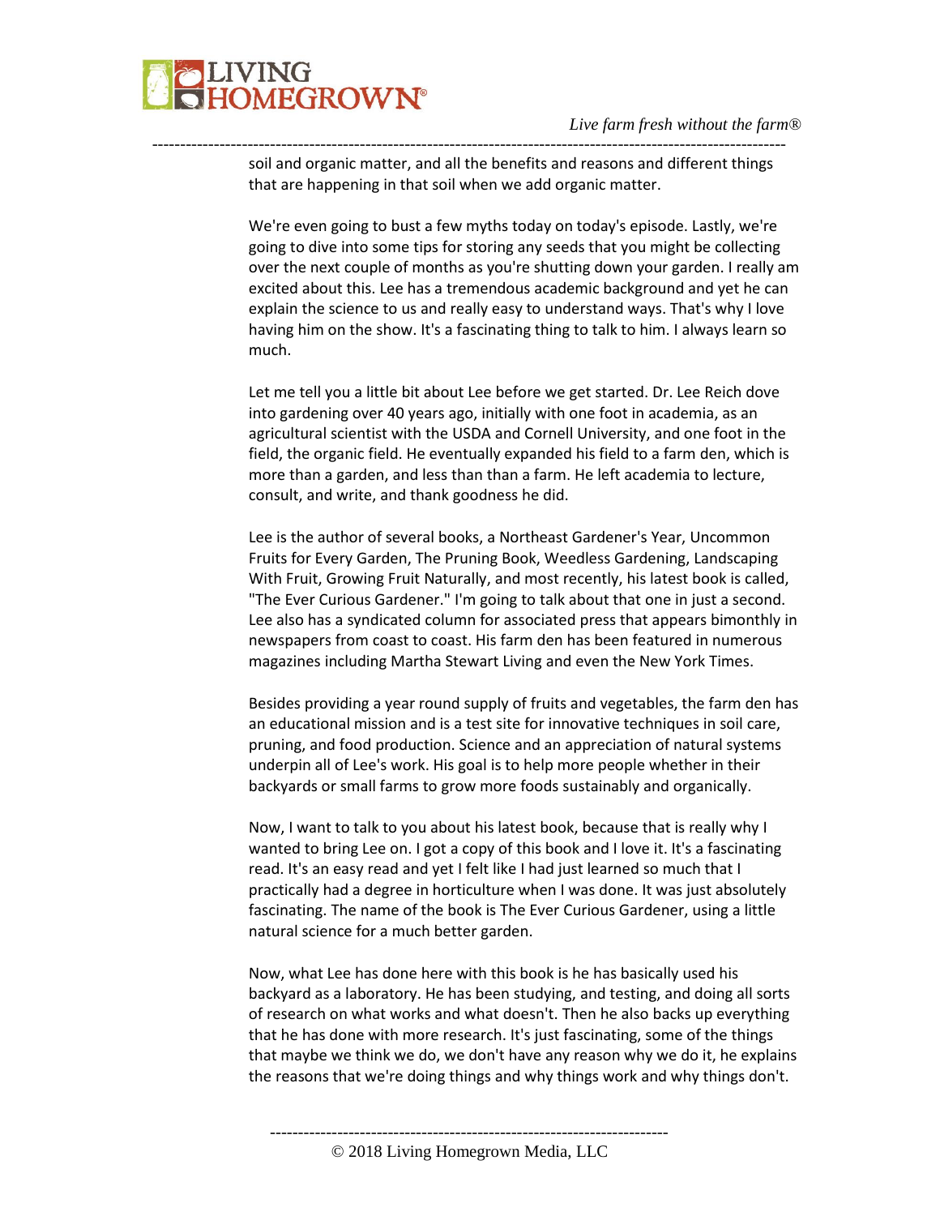soil and organic matter, and all the benefits and reasons and different things that are happening in that soil when we add organic matter.

We're even going to bust a few myths today on today's episode. Lastly, we're going to dive into some tips for storing any seeds that you might be collecting over the next couple of months as you're shutting down your garden. I really am excited about this. Lee has a tremendous academic background and yet he can explain the science to us and really easy to understand ways. That's why I love having him on the show. It's a fascinating thing to talk to him. I always learn so much.

Let me tell you a little bit about Lee before we get started. Dr. Lee Reich dove into gardening over 40 years ago, initially with one foot in academia, as an agricultural scientist with the USDA and Cornell University, and one foot in the field, the organic field. He eventually expanded his field to a farm den, which is more than a garden, and less than than a farm. He left academia to lecture, consult, and write, and thank goodness he did.

Lee is the author of several books, a Northeast Gardener's Year, Uncommon Fruits for Every Garden, The Pruning Book, Weedless Gardening, Landscaping With Fruit, Growing Fruit Naturally, and most recently, his latest book is called, "The Ever Curious Gardener." I'm going to talk about that one in just a second. Lee also has a syndicated column for associated press that appears bimonthly in newspapers from coast to coast. His farm den has been featured in numerous magazines including Martha Stewart Living and even the New York Times.

Besides providing a year round supply of fruits and vegetables, the farm den has an educational mission and is a test site for innovative techniques in soil care, pruning, and food production. Science and an appreciation of natural systems underpin all of Lee's work. His goal is to help more people whether in their backyards or small farms to grow more foods sustainably and organically.

Now, I want to talk to you about his latest book, because that is really why I wanted to bring Lee on. I got a copy of this book and I love it. It's a fascinating read. It's an easy read and yet I felt like I had just learned so much that I practically had a degree in horticulture when I was done. It was just absolutely fascinating. The name of the book is The Ever Curious Gardener, using a little natural science for a much better garden.

Now, what Lee has done here with this book is he has basically used his backyard as a laboratory. He has been studying, and testing, and doing all sorts of research on what works and what doesn't. Then he also backs up everything that he has done with more research. It's just fascinating, some of the things that maybe we think we do, we don't have any reason why we do it, he explains the reasons that we're doing things and why things work and why things don't.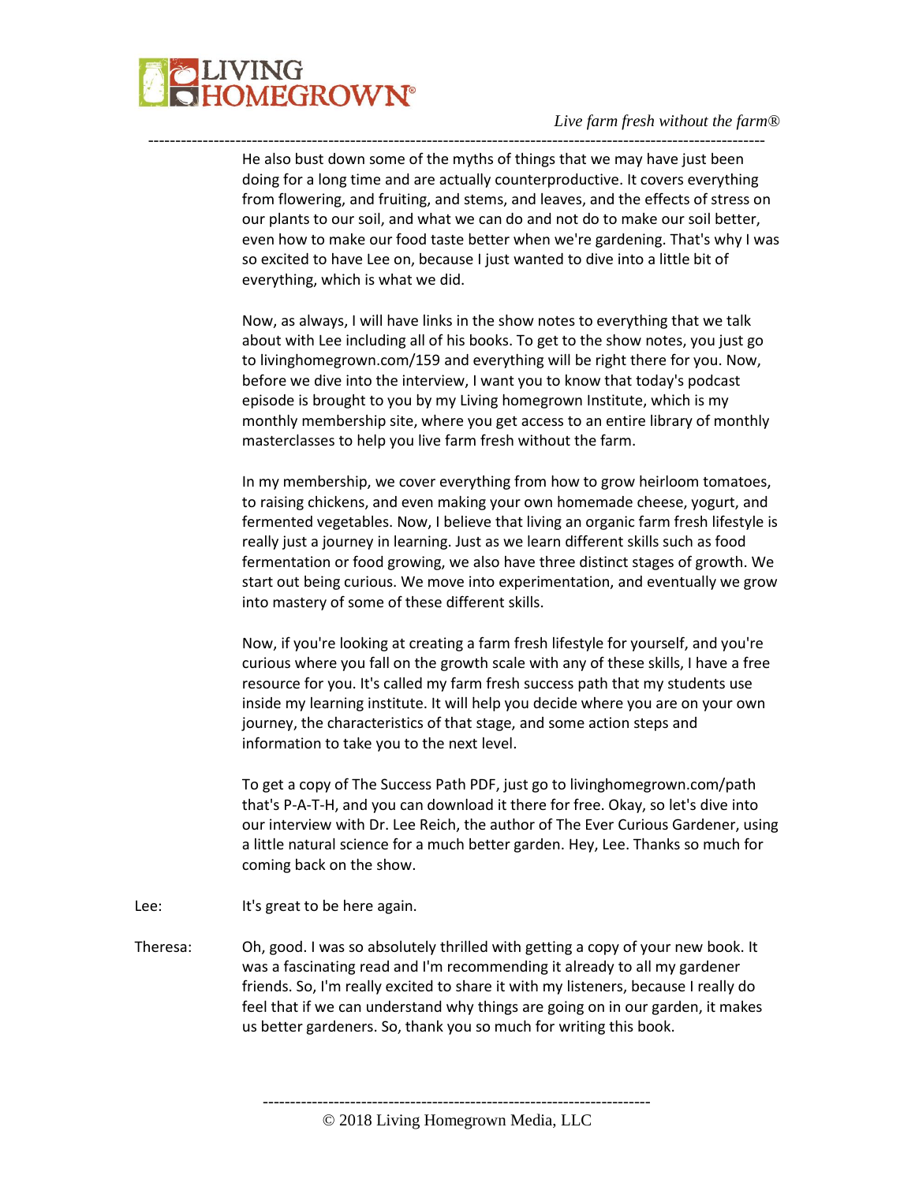He also bust down some of the myths of things that we may have just been doing for a long time and are actually counterproductive. It covers everything from flowering, and fruiting, and stems, and leaves, and the effects of stress on our plants to our soil, and what we can do and not do to make our soil better, even how to make our food taste better when we're gardening. That's why I was so excited to have Lee on, because I just wanted to dive into a little bit of everything, which is what we did.

Now, as always, I will have links in the show notes to everything that we talk about with Lee including all of his books. To get to the show notes, you just go to livinghomegrown.com/159 and everything will be right there for you. Now, before we dive into the interview, I want you to know that today's podcast episode is brought to you by my Living homegrown Institute, which is my monthly membership site, where you get access to an entire library of monthly masterclasses to help you live farm fresh without the farm.

In my membership, we cover everything from how to grow heirloom tomatoes, to raising chickens, and even making your own homemade cheese, yogurt, and fermented vegetables. Now, I believe that living an organic farm fresh lifestyle is really just a journey in learning. Just as we learn different skills such as food fermentation or food growing, we also have three distinct stages of growth. We start out being curious. We move into experimentation, and eventually we grow into mastery of some of these different skills.

Now, if you're looking at creating a farm fresh lifestyle for yourself, and you're curious where you fall on the growth scale with any of these skills, I have a free resource for you. It's called my farm fresh success path that my students use inside my learning institute. It will help you decide where you are on your own journey, the characteristics of that stage, and some action steps and information to take you to the next level.

To get a copy of The Success Path PDF, just go to livinghomegrown.com/path that's P-A-T-H, and you can download it there for free. Okay, so let's dive into our interview with Dr. Lee Reich, the author of The Ever Curious Gardener, using a little natural science for a much better garden. Hey, Lee. Thanks so much for coming back on the show.

Lee: It's great to be here again.

Theresa: Oh, good. I was so absolutely thrilled with getting a copy of your new book. It was a fascinating read and I'm recommending it already to all my gardener friends. So, I'm really excited to share it with my listeners, because I really do feel that if we can understand why things are going on in our garden, it makes us better gardeners. So, thank you so much for writing this book.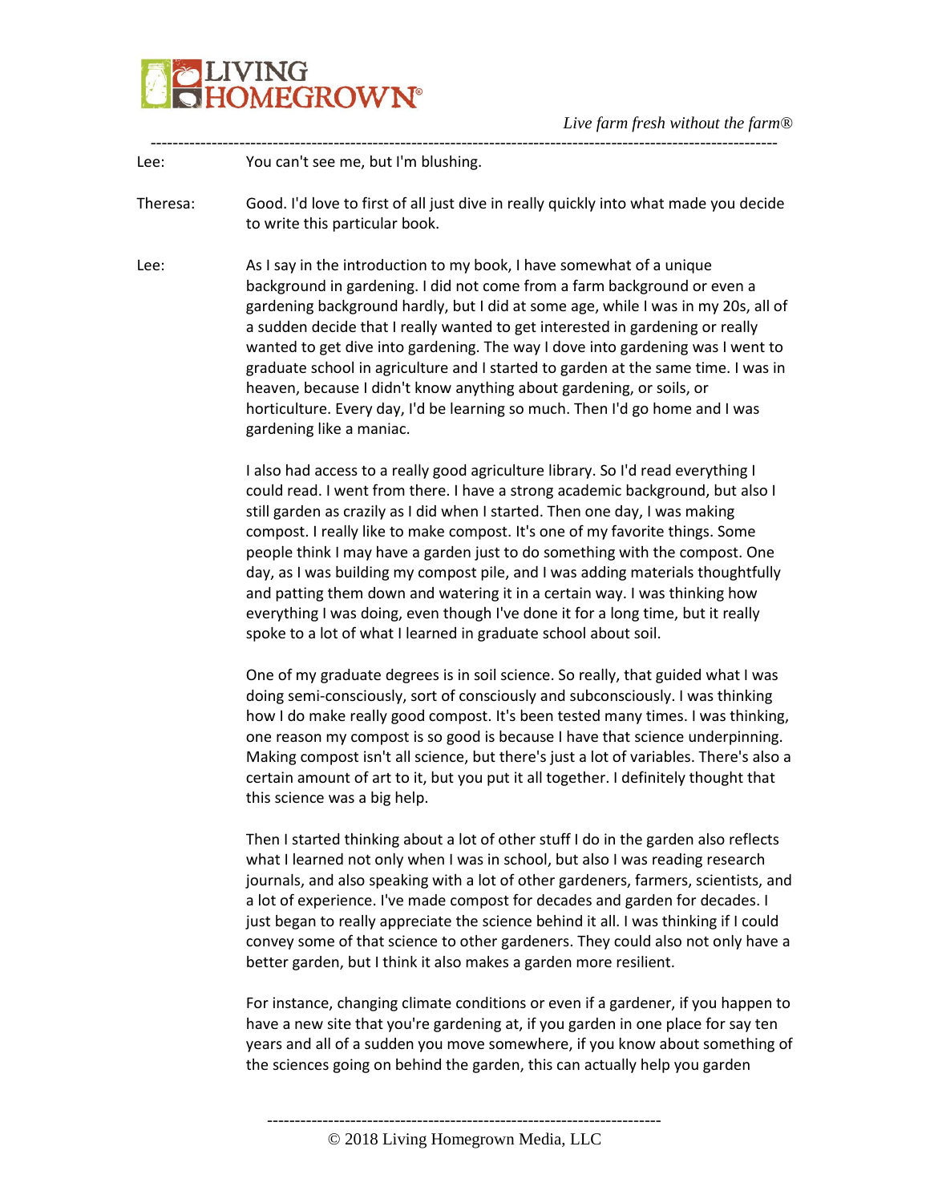Lee: You can't see me, but I'm blushing.

Theresa: Good. I'd love to first of all just dive in really quickly into what made you decide to write this particular book.

Lee: As I say in the introduction to my book, I have somewhat of a unique background in gardening. I did not come from a farm background or even a gardening background hardly, but I did at some age, while I was in my 20s, all of a sudden decide that I really wanted to get interested in gardening or really wanted to get dive into gardening. The way I dove into gardening was I went to graduate school in agriculture and I started to garden at the same time. I was in heaven, because I didn't know anything about gardening, or soils, or horticulture. Every day, I'd be learning so much. Then I'd go home and I was gardening like a maniac.

I also had access to a really good agriculture library. So I'd read everything I could read. I went from there. I have a strong academic background, but also I still garden as crazily as I did when I started. Then one day, I was making compost. I really like to make compost. It's one of my favorite things. Some people think I may have a garden just to do something with the compost. One day, as I was building my compost pile, and I was adding materials thoughtfully and patting them down and watering it in a certain way. I was thinking how everything I was doing, even though I've done it for a long time, but it really spoke to a lot of what I learned in graduate school about soil.

One of my graduate degrees is in soil science. So really, that guided what I was doing semi-consciously, sort of consciously and subconsciously. I was thinking how I do make really good compost. It's been tested many times. I was thinking, one reason my compost is so good is because I have that science underpinning. Making compost isn't all science, but there's just a lot of variables. There's also a certain amount of art to it, but you put it all together. I definitely thought that this science was a big help.

Then I started thinking about a lot of other stuff I do in the garden also reflects what I learned not only when I was in school, but also I was reading research journals, and also speaking with a lot of other gardeners, farmers, scientists, and a lot of experience. I've made compost for decades and garden for decades. I just began to really appreciate the science behind it all. I was thinking if I could convey some of that science to other gardeners. They could also not only have a better garden, but I think it also makes a garden more resilient.

For instance, changing climate conditions or even if a gardener, if you happen to have a new site that you're gardening at, if you garden in one place for say ten years and all of a sudden you move somewhere, if you know about something of the sciences going on behind the garden, this can actually help you garden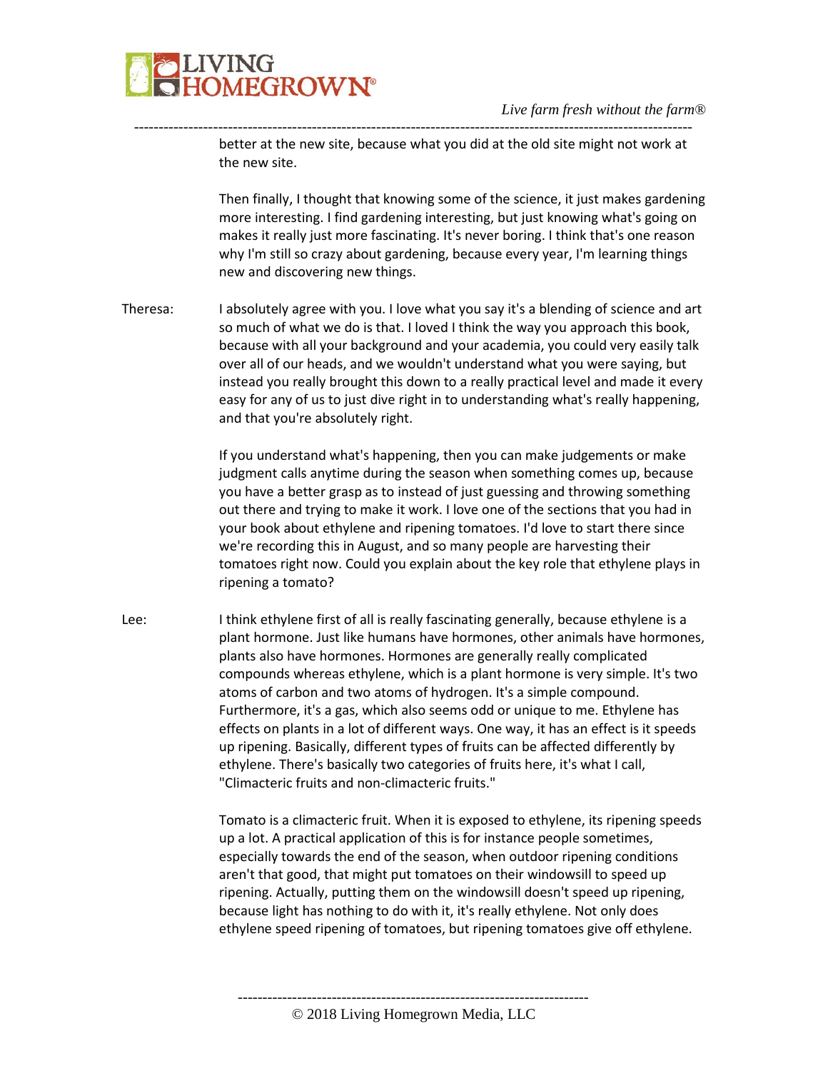better at the new site, because what you did at the old site might not work at the new site.

Then finally, I thought that knowing some of the science, it just makes gardening more interesting. I find gardening interesting, but just knowing what's going on makes it really just more fascinating. It's never boring. I think that's one reason why I'm still so crazy about gardening, because every year, I'm learning things new and discovering new things.

Theresa: I absolutely agree with you. I love what you say it's a blending of science and art so much of what we do is that. I loved I think the way you approach this book, because with all your background and your academia, you could very easily talk over all of our heads, and we wouldn't understand what you were saying, but instead you really brought this down to a really practical level and made it every easy for any of us to just dive right in to understanding what's really happening, and that you're absolutely right.

If you understand what's happening, then you can make judgements or make judgment calls anytime during the season when something comes up, because you have a better grasp as to instead of just guessing and throwing something out there and trying to make it work. I love one of the sections that you had in your book about ethylene and ripening tomatoes. I'd love to start there since we're recording this in August, and so many people are harvesting their tomatoes right now. Could you explain about the key role that ethylene plays in ripening a tomato?

Lee: I think ethylene first of all is really fascinating generally, because ethylene is a plant hormone. Just like humans have hormones, other animals have hormones, plants also have hormones. Hormones are generally really complicated compounds whereas ethylene, which is a plant hormone is very simple. It's two atoms of carbon and two atoms of hydrogen. It's a simple compound. Furthermore, it's a gas, which also seems odd or unique to me. Ethylene has effects on plants in a lot of different ways. One way, it has an effect is it speeds up ripening. Basically, different types of fruits can be affected differently by ethylene. There's basically two categories of fruits here, it's what I call, "Climacteric fruits and non-climacteric fruits."

Tomato is a climacteric fruit. When it is exposed to ethylene, its ripening speeds up a lot. A practical application of this is for instance people sometimes, especially towards the end of the season, when outdoor ripening conditions aren't that good, that might put tomatoes on their windowsill to speed up ripening. Actually, putting them on the windowsill doesn't speed up ripening, because light has nothing to do with it, it's really ethylene. Not only does ethylene speed ripening of tomatoes, but ripening tomatoes give off ethylene.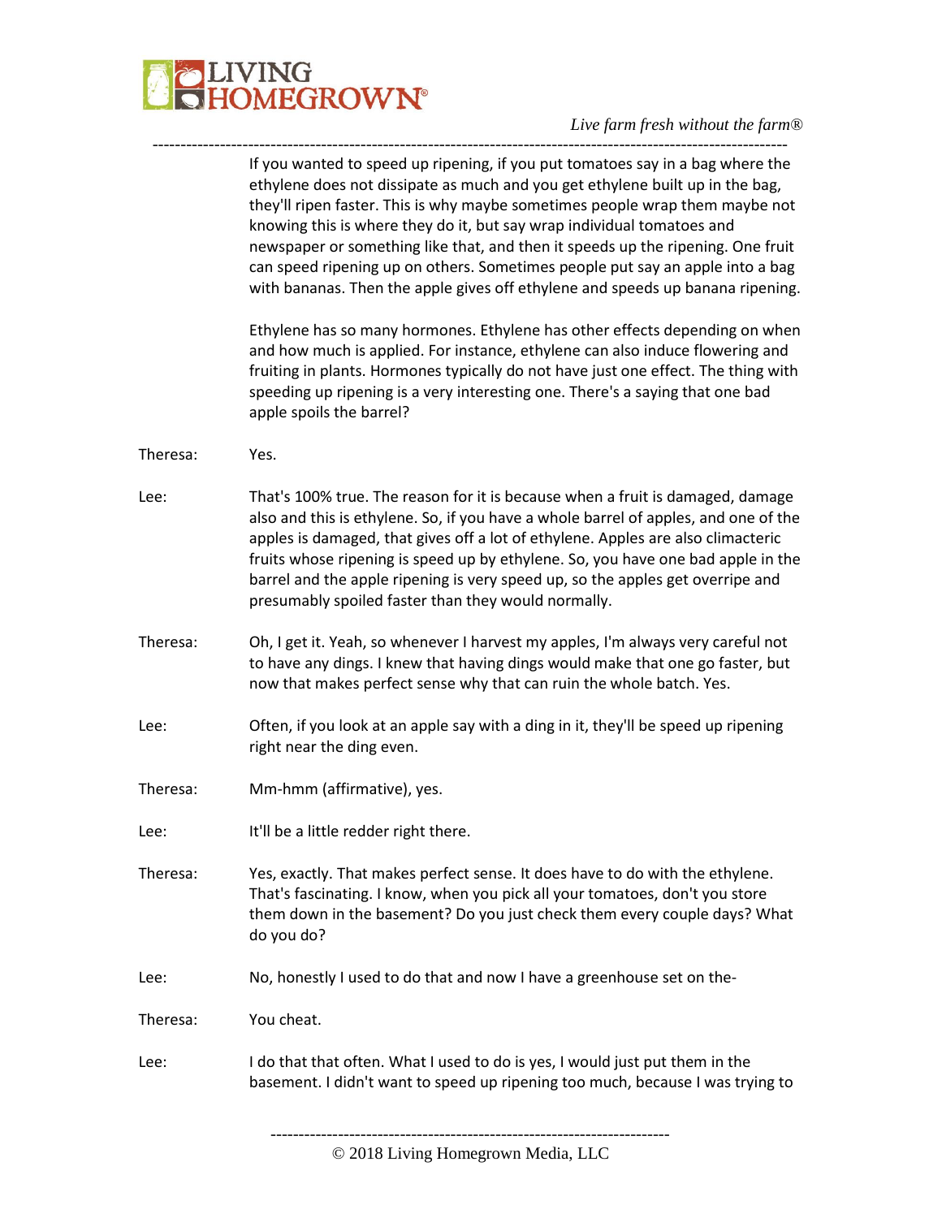If you wanted to speed up ripening, if you put tomatoes say in a bag where the ethylene does not dissipate as much and you get ethylene built up in the bag, they'll ripen faster. This is why maybe sometimes people wrap them maybe not knowing this is where they do it, but say wrap individual tomatoes and newspaper or something like that, and then it speeds up the ripening. One fruit can speed ripening up on others. Sometimes people put say an apple into a bag with bananas. Then the apple gives off ethylene and speeds up banana ripening.

Ethylene has so many hormones. Ethylene has other effects depending on when and how much is applied. For instance, ethylene can also induce flowering and fruiting in plants. Hormones typically do not have just one effect. The thing with speeding up ripening is a very interesting one. There's a saying that one bad apple spoils the barrel?

Theresa: Yes.

Lee: That's 100% true. The reason for it is because when a fruit is damaged, damage also and this is ethylene. So, if you have a whole barrel of apples, and one of the apples is damaged, that gives off a lot of ethylene. Apples are also climacteric fruits whose ripening is speed up by ethylene. So, you have one bad apple in the barrel and the apple ripening is very speed up, so the apples get overripe and presumably spoiled faster than they would normally.

Theresa: Oh, I get it. Yeah, so whenever I harvest my apples, I'm always very careful not to have any dings. I knew that having dings would make that one go faster, but now that makes perfect sense why that can ruin the whole batch. Yes.

Lee: Often, if you look at an apple say with a ding in it, they'll be speed up ripening right near the ding even.

Theresa: Mm-hmm (affirmative), yes.

Lee: It'll be a little redder right there.

Theresa: Yes, exactly. That makes perfect sense. It does have to do with the ethylene. That's fascinating. I know, when you pick all your tomatoes, don't you store them down in the basement? Do you just check them every couple days? What do you do?

Lee: No, honestly I used to do that and now I have a greenhouse set on the-

Theresa: You cheat.

Lee: I do that that often. What I used to do is yes, I would just put them in the basement. I didn't want to speed up ripening too much, because I was trying to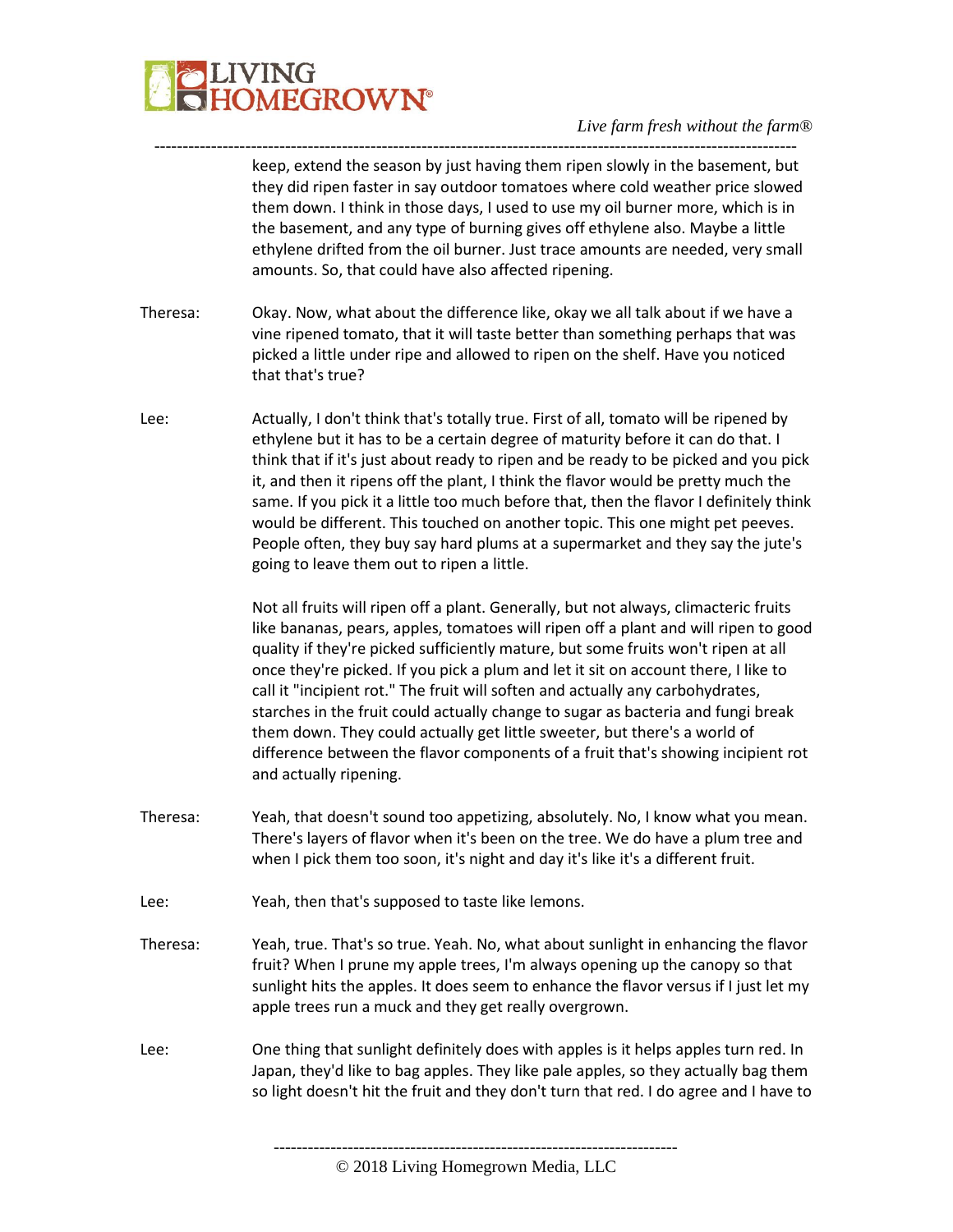keep, extend the season by just having them ripen slowly in the basement, but they did ripen faster in say outdoor tomatoes where cold weather price slowed them down. I think in those days, I used to use my oil burner more, which is in the basement, and any type of burning gives off ethylene also. Maybe a little ethylene drifted from the oil burner. Just trace amounts are needed, very small amounts. So, that could have also affected ripening.

Theresa: Okay. Now, what about the difference like, okay we all talk about if we have a vine ripened tomato, that it will taste better than something perhaps that was picked a little under ripe and allowed to ripen on the shelf. Have you noticed that that's true?

Lee: Actually, I don't think that's totally true. First of all, tomato will be ripened by ethylene but it has to be a certain degree of maturity before it can do that. I think that if it's just about ready to ripen and be ready to be picked and you pick it, and then it ripens off the plant, I think the flavor would be pretty much the same. If you pick it a little too much before that, then the flavor I definitely think would be different. This touched on another topic. This one might pet peeves. People often, they buy say hard plums at a supermarket and they say the jute's going to leave them out to ripen a little.

Not all fruits will ripen off a plant. Generally, but not always, climacteric fruits like bananas, pears, apples, tomatoes will ripen off a plant and will ripen to good quality if they're picked sufficiently mature, but some fruits won't ripen at all once they're picked. If you pick a plum and let it sit on account there, I like to call it "incipient rot." The fruit will soften and actually any carbohydrates, starches in the fruit could actually change to sugar as bacteria and fungi break them down. They could actually get little sweeter, but there's a world of difference between the flavor components of a fruit that's showing incipient rot and actually ripening.

Theresa: Yeah, that doesn't sound too appetizing, absolutely. No, I know what you mean. There's layers of flavor when it's been on the tree. We do have a plum tree and when I pick them too soon, it's night and day it's like it's a different fruit.

Lee: Yeah, then that's supposed to taste like lemons.

Theresa: Yeah, true. That's so true. Yeah. No, what about sunlight in enhancing the flavor fruit? When I prune my apple trees, I'm always opening up the canopy so that sunlight hits the apples. It does seem to enhance the flavor versus if I just let my apple trees run a muck and they get really overgrown.

Lee: One thing that sunlight definitely does with apples is it helps apples turn red. In Japan, they'd like to bag apples. They like pale apples, so they actually bag them so light doesn't hit the fruit and they don't turn that red. I do agree and I have to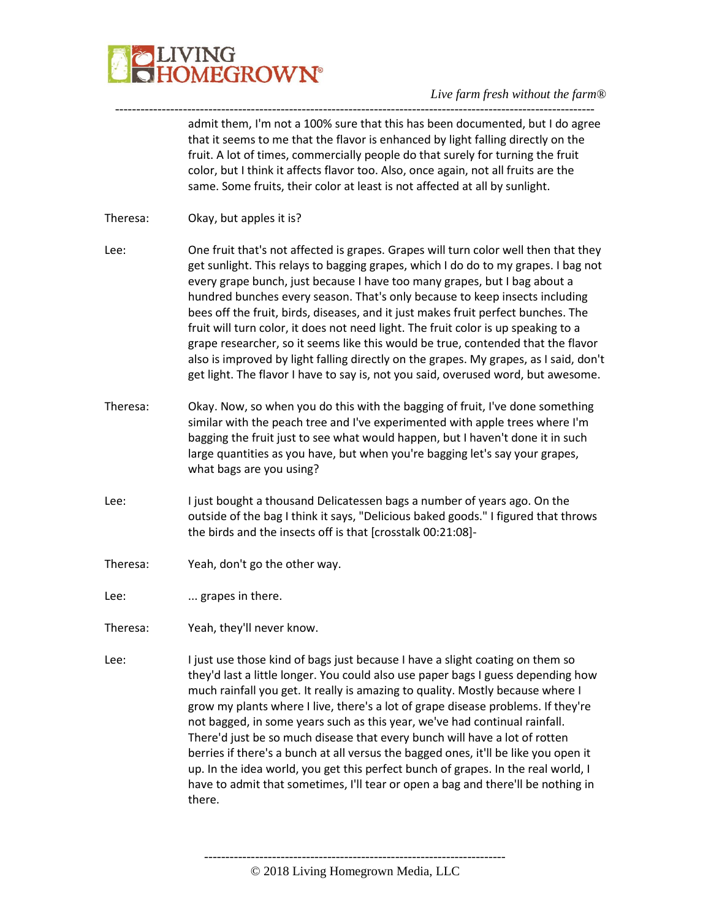admit them, I'm not a 100% sure that this has been documented, but I do agree that it seems to me that the flavor is enhanced by light falling directly on the fruit. A lot of times, commercially people do that surely for turning the fruit color, but I think it affects flavor too. Also, once again, not all fruits are the same. Some fruits, their color at least is not affected at all by sunlight.

Theresa: Okay, but apples it is?

Lee: One fruit that's not affected is grapes. Grapes will turn color well then that they get sunlight. This relays to bagging grapes, which I do do to my grapes. I bag not every grape bunch, just because I have too many grapes, but I bag about a hundred bunches every season. That's only because to keep insects including bees off the fruit, birds, diseases, and it just makes fruit perfect bunches. The fruit will turn color, it does not need light. The fruit color is up speaking to a grape researcher, so it seems like this would be true, contended that the flavor also is improved by light falling directly on the grapes. My grapes, as I said, don't get light. The flavor I have to say is, not you said, overused word, but awesome.

Theresa: Okay. Now, so when you do this with the bagging of fruit, I've done something similar with the peach tree and I've experimented with apple trees where I'm bagging the fruit just to see what would happen, but I haven't done it in such large quantities as you have, but when you're bagging let's say your grapes, what bags are you using?

Lee: I just bought a thousand Delicatessen bags a number of years ago. On the outside of the bag I think it says, "Delicious baked goods." I figured that throws the birds and the insects off is that [crosstalk 00:21:08]-

Theresa: Yeah, don't go the other way.

Lee: ... grapes in there.

Theresa: Yeah, they'll never know.

Lee: I just use those kind of bags just because I have a slight coating on them so they'd last a little longer. You could also use paper bags I guess depending how much rainfall you get. It really is amazing to quality. Mostly because where I grow my plants where I live, there's a lot of grape disease problems. If they're not bagged, in some years such as this year, we've had continual rainfall. There'd just be so much disease that every bunch will have a lot of rotten berries if there's a bunch at all versus the bagged ones, it'll be like you open it up. In the idea world, you get this perfect bunch of grapes. In the real world, I have to admit that sometimes, I'll tear or open a bag and there'll be nothing in there.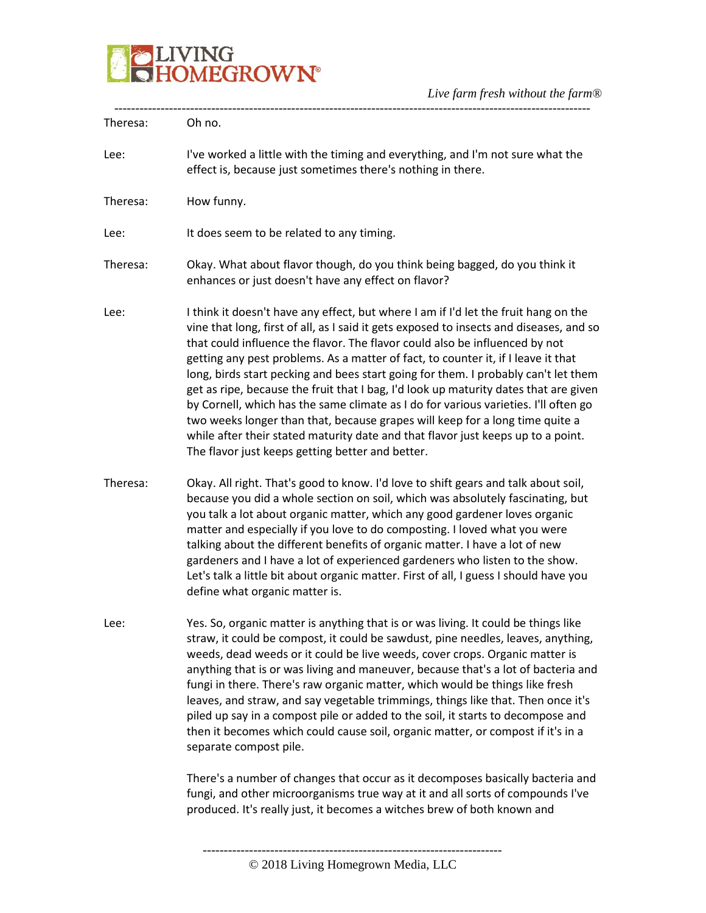Theresa: Oh no.

Lee: I've worked a little with the timing and everything, and I'm not sure what the effect is, because just sometimes there's nothing in there.

Theresa: How funny.

Lee: It does seem to be related to any timing.

Theresa: Okay. What about flavor though, do you think being bagged, do you think it enhances or just doesn't have any effect on flavor?

Lee: I think it doesn't have any effect, but where I am if I'd let the fruit hang on the vine that long, first of all, as I said it gets exposed to insects and diseases, and so that could influence the flavor. The flavor could also be influenced by not getting any pest problems. As a matter of fact, to counter it, if I leave it that long, birds start pecking and bees start going for them. I probably can't let them get as ripe, because the fruit that I bag, I'd look up maturity dates that are given by Cornell, which has the same climate as I do for various varieties. I'll often go two weeks longer than that, because grapes will keep for a long time quite a while after their stated maturity date and that flavor just keeps up to a point. The flavor just keeps getting better and better.

Theresa: Okay. All right. That's good to know. I'd love to shift gears and talk about soil, because you did a whole section on soil, which was absolutely fascinating, but you talk a lot about organic matter, which any good gardener loves organic matter and especially if you love to do composting. I loved what you were talking about the different benefits of organic matter. I have a lot of new gardeners and I have a lot of experienced gardeners who listen to the show. Let's talk a little bit about organic matter. First of all, I guess I should have you define what organic matter is.

Lee: Yes. So, organic matter is anything that is or was living. It could be things like straw, it could be compost, it could be sawdust, pine needles, leaves, anything, weeds, dead weeds or it could be live weeds, cover crops. Organic matter is anything that is or was living and maneuver, because that's a lot of bacteria and fungi in there. There's raw organic matter, which would be things like fresh leaves, and straw, and say vegetable trimmings, things like that. Then once it's piled up say in a compost pile or added to the soil, it starts to decompose and then it becomes which could cause soil, organic matter, or compost if it's in a separate compost pile.

There's a number of changes that occur as it decomposes basically bacteria and fungi, and other microorganisms true way at it and all sorts of compounds I've produced. It's really just, it becomes a witches brew of both known and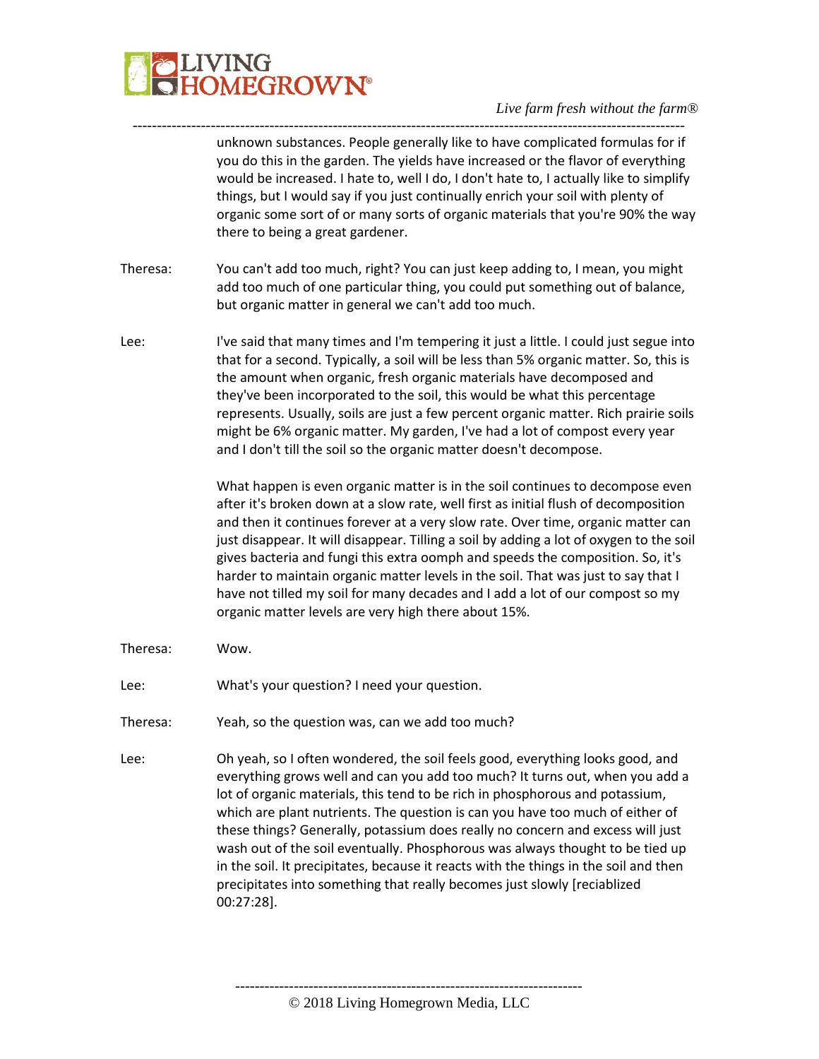unknown substances. People generally like to have complicated formulas for if you do this in the garden. The yields have increased or the flavor of everything would be increased. I hate to, well I do, I don't hate to, I actually like to simplify things, but I would say if you just continually enrich your soil with plenty of organic some sort of or many sorts of organic materials that you're 90% the way there to being a great gardener.

Theresa: You can't add too much, right? You can just keep adding to, I mean, you might add too much of one particular thing, you could put something out of balance, but organic matter in general we can't add too much.

Lee: I've said that many times and I'm tempering it just a little. I could just segue into that for a second. Typically, a soil will be less than 5% organic matter. So, this is the amount when organic, fresh organic materials have decomposed and they've been incorporated to the soil, this would be what this percentage represents. Usually, soils are just a few percent organic matter. Rich prairie soils might be 6% organic matter. My garden, I've had a lot of compost every year and I don't till the soil so the organic matter doesn't decompose.

What happen is even organic matter is in the soil continues to decompose even after it's broken down at a slow rate, well first as initial flush of decomposition and then it continues forever at a very slow rate. Over time, organic matter can just disappear. It will disappear. Tilling a soil by adding a lot of oxygen to the soil gives bacteria and fungi this extra oomph and speeds the composition. So, it's harder to maintain organic matter levels in the soil. That was just to say that I have not tilled my soil for many decades and I add a lot of our compost so my organic matter levels are very high there about 15%.

Theresa: Wow.

Lee: What's your question? I need your question.

Theresa: Yeah, so the question was, can we add too much?

Lee: Oh yeah, so I often wondered, the soil feels good, everything looks good, and everything grows well and can you add too much? It turns out, when you add a lot of organic materials, this tend to be rich in phosphorous and potassium, which are plant nutrients. The question is can you have too much of either of these things? Generally, potassium does really no concern and excess will just wash out of the soil eventually. Phosphorous was always thought to be tied up in the soil. It precipitates, because it reacts with the things in the soil and then precipitates into something that really becomes just slowly [reciablized 00:27:28].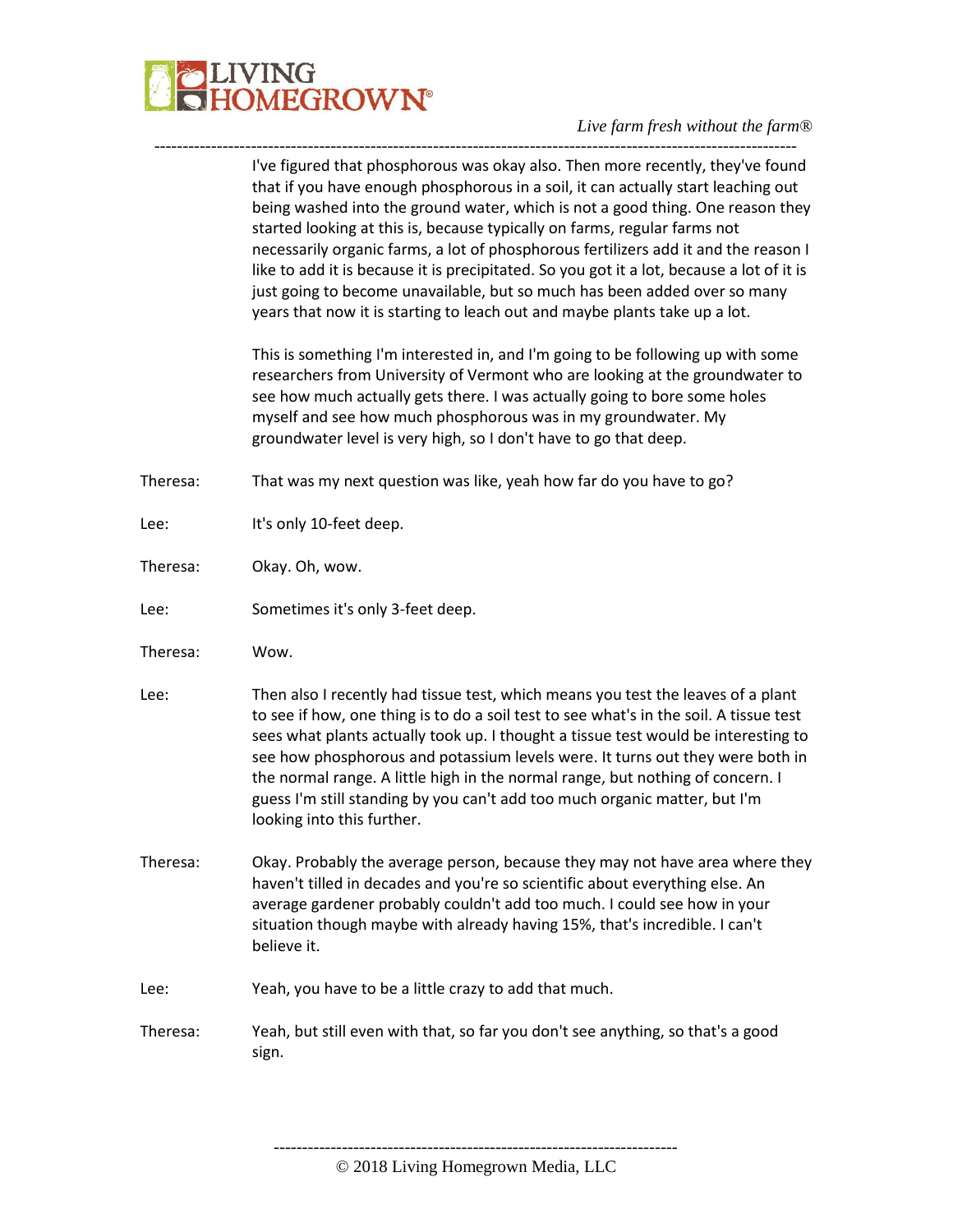I've figured that phosphorous was okay also. Then more recently, they've found that if you have enough phosphorous in a soil, it can actually start leaching out being washed into the ground water, which is not a good thing. One reason they started looking at this is, because typically on farms, regular farms not necessarily organic farms, a lot of phosphorous fertilizers add it and the reason I like to add it is because it is precipitated. So you got it a lot, because a lot of it is just going to become unavailable, but so much has been added over so many years that now it is starting to leach out and maybe plants take up a lot.

This is something I'm interested in, and I'm going to be following up with some researchers from University of Vermont who are looking at the groundwater to see how much actually gets there. I was actually going to bore some holes myself and see how much phosphorous was in my groundwater. My groundwater level is very high, so I don't have to go that deep.

Theresa: That was my next question was like, yeah how far do you have to go?

Lee: It's only 10-feet deep.

Theresa: Okay. Oh, wow.

Lee: Sometimes it's only 3-feet deep.

Theresa: Wow.

Lee: Then also I recently had tissue test, which means you test the leaves of a plant to see if how, one thing is to do a soil test to see what's in the soil. A tissue test sees what plants actually took up. I thought a tissue test would be interesting to see how phosphorous and potassium levels were. It turns out they were both in the normal range. A little high in the normal range, but nothing of concern. I guess I'm still standing by you can't add too much organic matter, but I'm looking into this further.

Theresa: Okay. Probably the average person, because they may not have area where they haven't tilled in decades and you're so scientific about everything else. An average gardener probably couldn't add too much. I could see how in your situation though maybe with already having 15%, that's incredible. I can't believe it.

Lee: Yeah, you have to be a little crazy to add that much.

Theresa: Yeah, but still even with that, so far you don't see anything, so that's a good sign.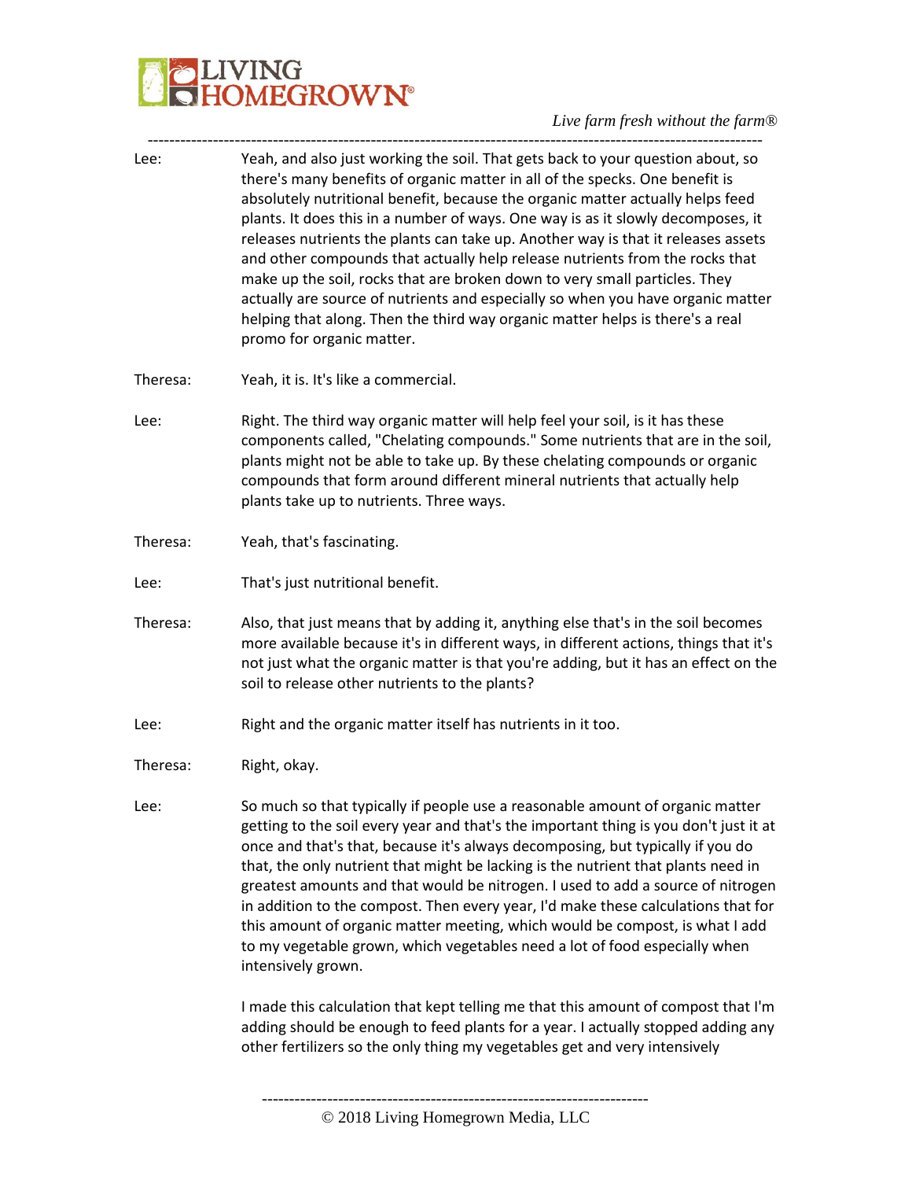Lee: Yeah, and also just working the soil. That gets back to your question about, so there's many benefits of organic matter in all of the specks. One benefit is absolutely nutritional benefit, because the organic matter actually helps feed plants. It does this in a number of ways. One way is as it slowly decomposes, it releases nutrients the plants can take up. Another way is that it releases assets and other compounds that actually help release nutrients from the rocks that make up the soil, rocks that are broken down to very small particles. They actually are source of nutrients and especially so when you have organic matter helping that along. Then the third way organic matter helps is there's a real promo for organic matter.

Theresa: Yeah, it is. It's like a commercial.

Lee: Right. The third way organic matter will help feel your soil, is it has these components called, "Chelating compounds." Some nutrients that are in the soil, plants might not be able to take up. By these chelating compounds or organic compounds that form around different mineral nutrients that actually help plants take up to nutrients. Three ways.

Theresa: Yeah, that's fascinating.

Lee: That's just nutritional benefit.

Theresa: Also, that just means that by adding it, anything else that's in the soil becomes more available because it's in different ways, in different actions, things that it's not just what the organic matter is that you're adding, but it has an effect on the soil to release other nutrients to the plants?

Lee: Right and the organic matter itself has nutrients in it too.

Theresa: Right, okay.

Lee: So much so that typically if people use a reasonable amount of organic matter getting to the soil every year and that's the important thing is you don't just it at once and that's that, because it's always decomposing, but typically if you do that, the only nutrient that might be lacking is the nutrient that plants need in greatest amounts and that would be nitrogen. I used to add a source of nitrogen in addition to the compost. Then every year, I'd make these calculations that for this amount of organic matter meeting, which would be compost, is what I add to my vegetable grown, which vegetables need a lot of food especially when intensively grown.

I made this calculation that kept telling me that this amount of compost that I'm adding should be enough to feed plants for a year. I actually stopped adding any other fertilizers so the only thing my vegetables get and very intensively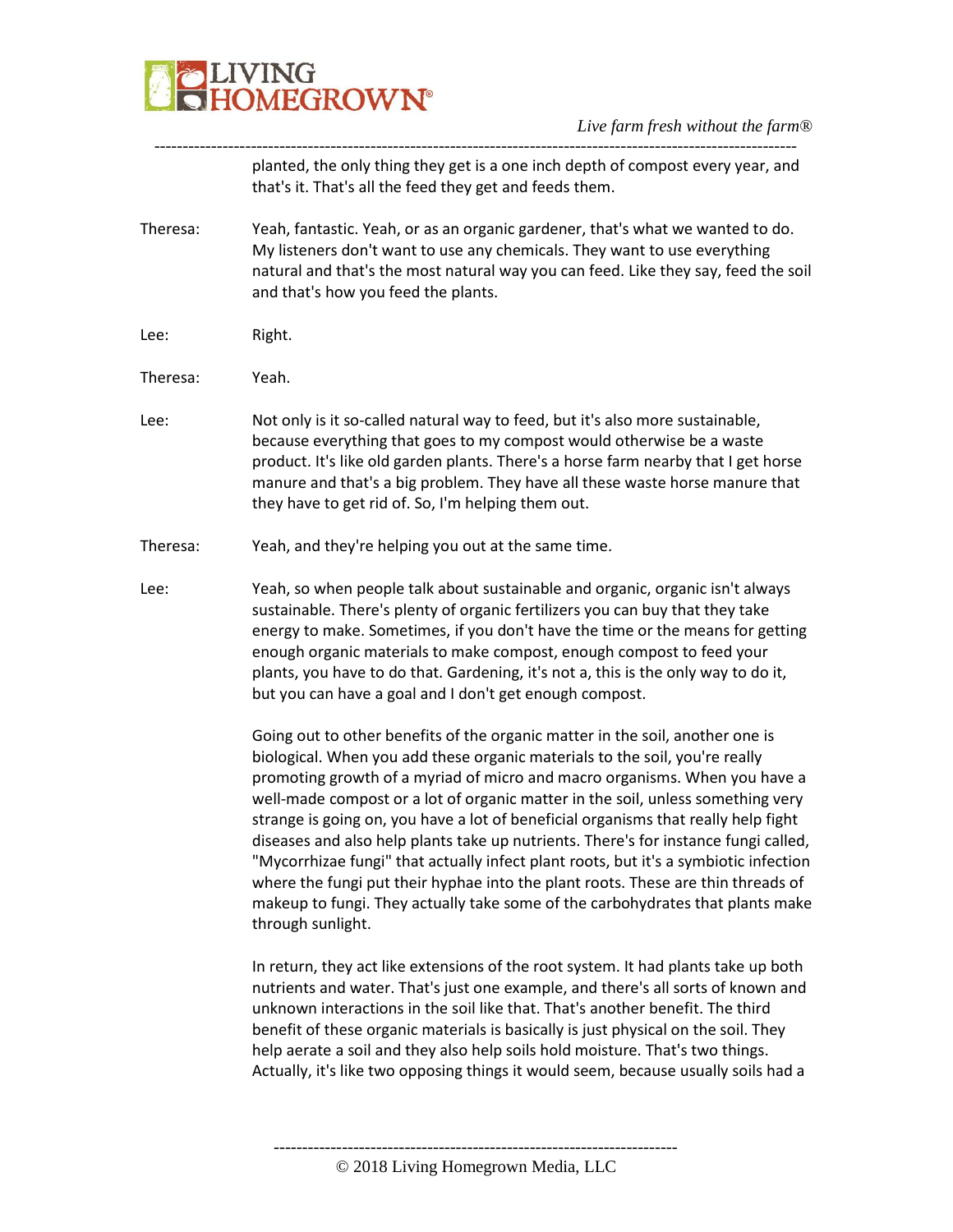planted, the only thing they get is a one inch depth of compost every year, and that's it. That's all the feed they get and feeds them.

Theresa: Yeah, fantastic. Yeah, or as an organic gardener, that's what we wanted to do. My listeners don't want to use any chemicals. They want to use everything natural and that's the most natural way you can feed. Like they say, feed the soil and that's how you feed the plants.

Lee: Right.

Theresa: Yeah.

Lee: Not only is it so-called natural way to feed, but it's also more sustainable, because everything that goes to my compost would otherwise be a waste product. It's like old garden plants. There's a horse farm nearby that I get horse manure and that's a big problem. They have all these waste horse manure that they have to get rid of. So, I'm helping them out.

Theresa: Yeah, and they're helping you out at the same time.

Lee: Yeah, so when people talk about sustainable and organic, organic isn't always sustainable. There's plenty of organic fertilizers you can buy that they take energy to make. Sometimes, if you don't have the time or the means for getting enough organic materials to make compost, enough compost to feed your plants, you have to do that. Gardening, it's not a, this is the only way to do it, but you can have a goal and I don't get enough compost.

Going out to other benefits of the organic matter in the soil, another one is biological. When you add these organic materials to the soil, you're really promoting growth of a myriad of micro and macro organisms. When you have a well-made compost or a lot of organic matter in the soil, unless something very strange is going on, you have a lot of beneficial organisms that really help fight diseases and also help plants take up nutrients. There's for instance fungi called, "Mycorrhizae fungi" that actually infect plant roots, but it's a symbiotic infection where the fungi put their hyphae into the plant roots. These are thin threads of makeup to fungi. They actually take some of the carbohydrates that plants make through sunlight.

In return, they act like extensions of the root system. It had plants take up both nutrients and water. That's just one example, and there's all sorts of known and unknown interactions in the soil like that. That's another benefit. The third benefit of these organic materials is basically is just physical on the soil. They help aerate a soil and they also help soils hold moisture. That's two things. Actually, it's like two opposing things it would seem, because usually soils had a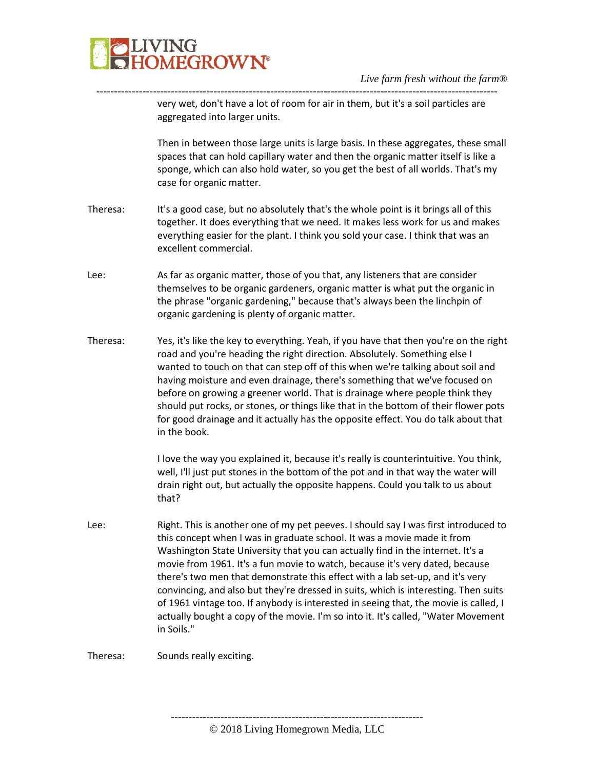very wet, don't have a lot of room for air in them, but it's a soil particles are aggregated into larger units.

Then in between those large units is large basis. In these aggregates, these small spaces that can hold capillary water and then the organic matter itself is like a sponge, which can also hold water, so you get the best of all worlds. That's my case for organic matter.

Theresa: It's a good case, but no absolutely that's the whole point is it brings all of this together. It does everything that we need. It makes less work for us and makes everything easier for the plant. I think you sold your case. I think that was an excellent commercial.

Lee: As far as organic matter, those of you that, any listeners that are consider themselves to be organic gardeners, organic matter is what put the organic in the phrase "organic gardening," because that's always been the linchpin of organic gardening is plenty of organic matter.

Theresa: Yes, it's like the key to everything. Yeah, if you have that then you're on the right road and you're heading the right direction. Absolutely. Something else I wanted to touch on that can step off of this when we're talking about soil and having moisture and even drainage, there's something that we've focused on before on growing a greener world. That is drainage where people think they should put rocks, or stones, or things like that in the bottom of their flower pots for good drainage and it actually has the opposite effect. You do talk about that in the book.

I love the way you explained it, because it's really is counterintuitive. You think, well, I'll just put stones in the bottom of the pot and in that way the water will drain right out, but actually the opposite happens. Could you talk to us about that?

Lee: Right. This is another one of my pet peeves. I should say I was first introduced to this concept when I was in graduate school. It was a movie made it from Washington State University that you can actually find in the internet. It's a movie from 1961. It's a fun movie to watch, because it's very dated, because there's two men that demonstrate this effect with a lab set-up, and it's very convincing, and also but they're dressed in suits, which is interesting. Then suits of 1961 vintage too. If anybody is interested in seeing that, the movie is called, I actually bought a copy of the movie. I'm so into it. It's called, "Water Movement in Soils."

Theresa: Sounds really exciting.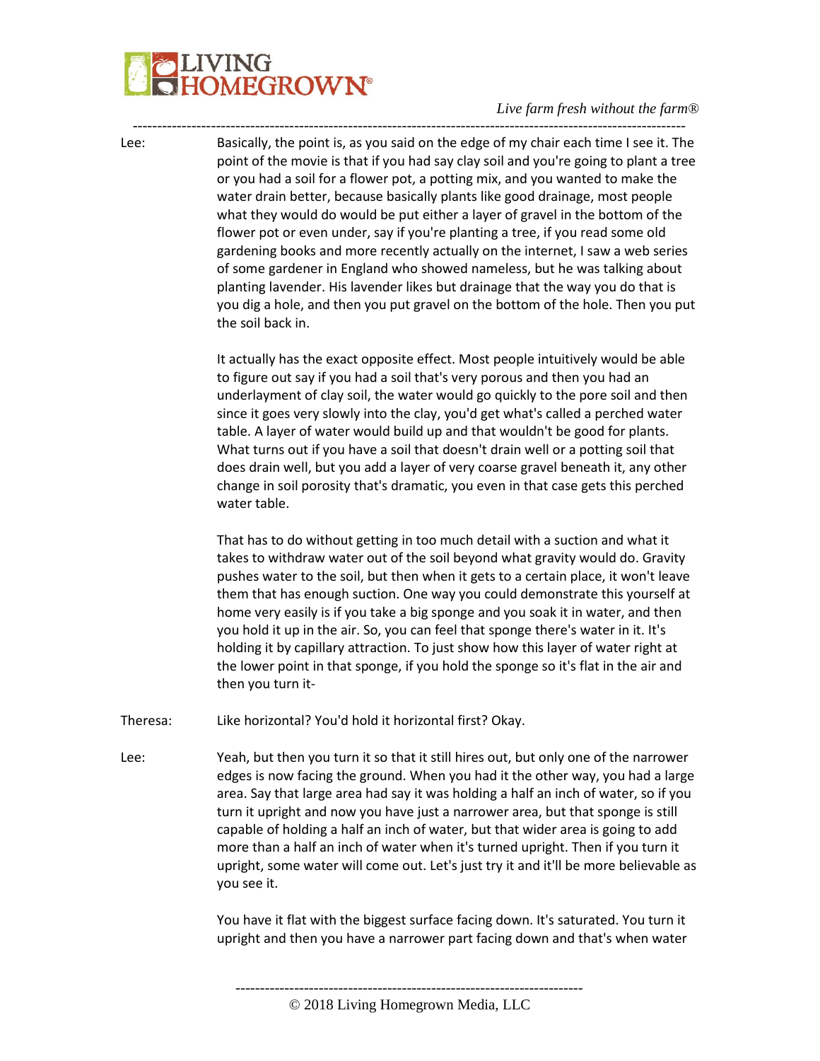Lee: Basically, the point is, as you said on the edge of my chair each time I see it. The point of the movie is that if you had say clay soil and you're going to plant a tree or you had a soil for a flower pot, a potting mix, and you wanted to make the water drain better, because basically plants like good drainage, most people what they would do would be put either a layer of gravel in the bottom of the flower pot or even under, say if you're planting a tree, if you read some old gardening books and more recently actually on the internet, I saw a web series of some gardener in England who showed nameless, but he was talking about planting lavender. His lavender likes but drainage that the way you do that is you dig a hole, and then you put gravel on the bottom of the hole. Then you put the soil back in.

It actually has the exact opposite effect. Most people intuitively would be able to figure out say if you had a soil that's very porous and then you had an underlayment of clay soil, the water would go quickly to the pore soil and then since it goes very slowly into the clay, you'd get what's called a perched water table. A layer of water would build up and that wouldn't be good for plants. What turns out if you have a soil that doesn't drain well or a potting soil that does drain well, but you add a layer of very coarse gravel beneath it, any other change in soil porosity that's dramatic, you even in that case gets this perched water table.

That has to do without getting in too much detail with a suction and what it takes to withdraw water out of the soil beyond what gravity would do. Gravity pushes water to the soil, but then when it gets to a certain place, it won't leave them that has enough suction. One way you could demonstrate this yourself at home very easily is if you take a big sponge and you soak it in water, and then you hold it up in the air. So, you can feel that sponge there's water in it. It's holding it by capillary attraction. To just show how this layer of water right at the lower point in that sponge, if you hold the sponge so it's flat in the air and then you turn it-

Theresa: Like horizontal? You'd hold it horizontal first? Okay.

Lee: Yeah, but then you turn it so that it still hires out, but only one of the narrower edges is now facing the ground. When you had it the other way, you had a large area. Say that large area had say it was holding a half an inch of water, so if you turn it upright and now you have just a narrower area, but that sponge is still capable of holding a half an inch of water, but that wider area is going to add more than a half an inch of water when it's turned upright. Then if you turn it upright, some water will come out. Let's just try it and it'll be more believable as you see it.

You have it flat with the biggest surface facing down. It's saturated. You turn it upright and then you have a narrower part facing down and that's when water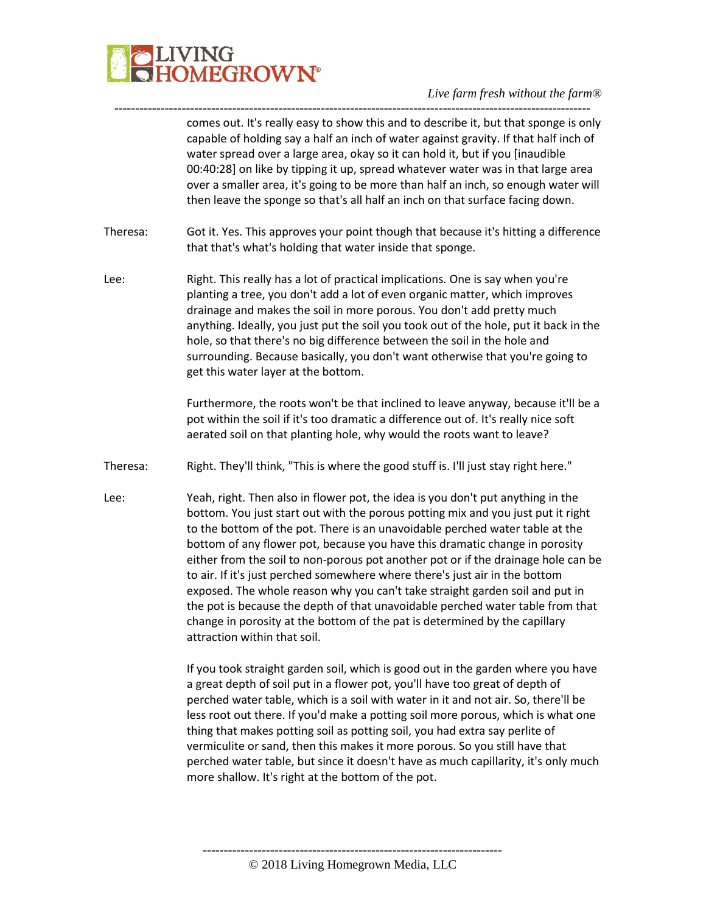comes out. It's really easy to show this and to describe it, but that sponge is only capable of holding say a half an inch of water against gravity. If that half inch of water spread over a large area, okay so it can hold it, but if you [inaudible 00:40:28] on like by tipping it up, spread whatever water was in that large area over a smaller area, it's going to be more than half an inch, so enough water will then leave the sponge so that's all half an inch on that surface facing down.

Theresa: Got it. Yes. This approves your point though that because it's hitting a difference that that's what's holding that water inside that sponge.

Lee: Right. This really has a lot of practical implications. One is say when you're planting a tree, you don't add a lot of even organic matter, which improves drainage and makes the soil in more porous. You don't add pretty much anything. Ideally, you just put the soil you took out of the hole, put it back in the hole, so that there's no big difference between the soil in the hole and surrounding. Because basically, you don't want otherwise that you're going to get this water layer at the bottom.

Furthermore, the roots won't be that inclined to leave anyway, because it'll be a pot within the soil if it's too dramatic a difference out of. It's really nice soft aerated soil on that planting hole, why would the roots want to leave?

Theresa: Right. They'll think, "This is where the good stuff is. I'll just stay right here."

Lee: Yeah, right. Then also in flower pot, the idea is you don't put anything in the bottom. You just start out with the porous potting mix and you just put it right to the bottom of the pot. There is an unavoidable perched water table at the bottom of any flower pot, because you have this dramatic change in porosity either from the soil to non-porous pot another pot or if the drainage hole can be to air. If it's just perched somewhere where there's just air in the bottom exposed. The whole reason why you can't take straight garden soil and put in the pot is because the depth of that unavoidable perched water table from that change in porosity at the bottom of the pat is determined by the capillary attraction within that soil.

If you took straight garden soil, which is good out in the garden where you have a great depth of soil put in a flower pot, you'll have too great of depth of perched water table, which is a soil with water in it and not air. So, there'll be less root out there. If you'd make a potting soil more porous, which is what one thing that makes potting soil as potting soil, you had extra say perlite of vermiculite or sand, then this makes it more porous. So you still have that perched water table, but since it doesn't have as much capillarity, it's only much more shallow. It's right at the bottom of the pot.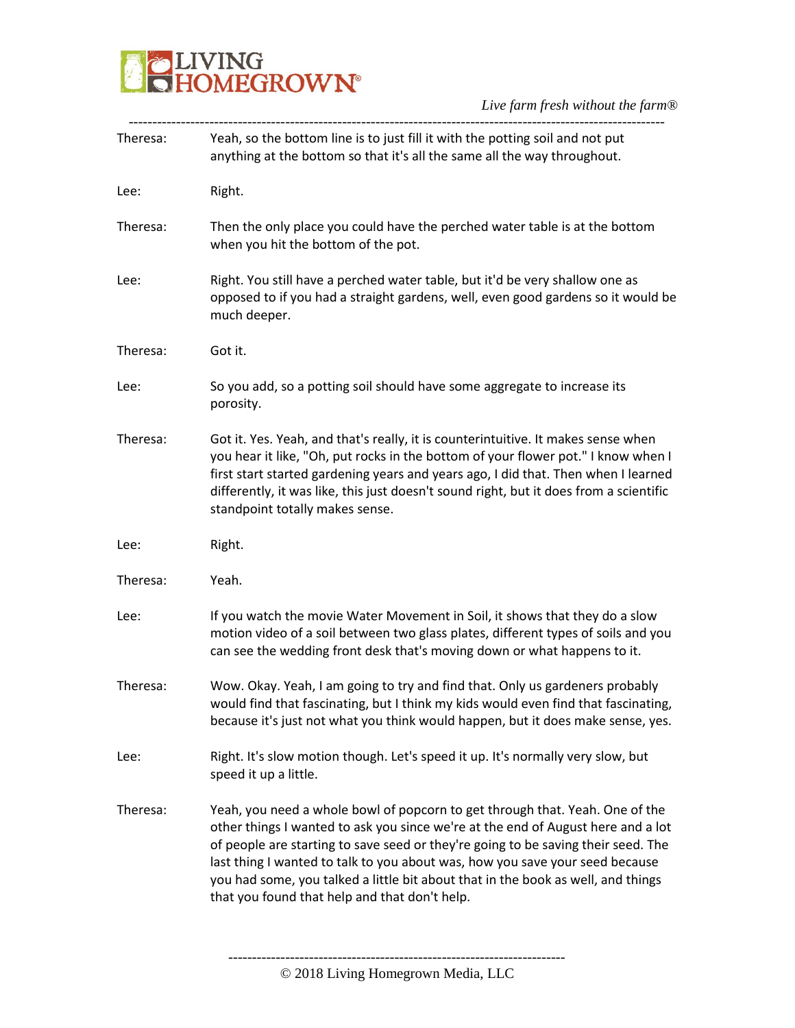Theresa: Yeah, so the bottom line is to just fill it with the potting soil and not put anything at the bottom so that it's all the same all the way throughout.

Lee: Right.

Theresa: Then the only place you could have the perched water table is at the bottom when you hit the bottom of the pot.

Lee: Right. You still have a perched water table, but it'd be very shallow one as opposed to if you had a straight gardens, well, even good gardens so it would be much deeper.

Theresa: Got it.

Lee: So you add, so a potting soil should have some aggregate to increase its porosity.

Theresa: Got it. Yes. Yeah, and that's really, it is counterintuitive. It makes sense when you hear it like, "Oh, put rocks in the bottom of your flower pot." I know when I first start started gardening years and years ago, I did that. Then when I learned differently, it was like, this just doesn't sound right, but it does from a scientific standpoint totally makes sense.

Lee: Right.

Theresa: Yeah.

Lee: If you watch the movie Water Movement in Soil, it shows that they do a slow motion video of a soil between two glass plates, different types of soils and you can see the wedding front desk that's moving down or what happens to it.

Theresa: Wow. Okay. Yeah, I am going to try and find that. Only us gardeners probably would find that fascinating, but I think my kids would even find that fascinating, because it's just not what you think would happen, but it does make sense, yes.

Lee: Right. It's slow motion though. Let's speed it up. It's normally very slow, but speed it up a little.

Theresa: Yeah, you need a whole bowl of popcorn to get through that. Yeah. One of the other things I wanted to ask you since we're at the end of August here and a lot of people are starting to save seed or they're going to be saving their seed. The last thing I wanted to talk to you about was, how you save your seed because you had some, you talked a little bit about that in the book as well, and things that you found that help and that don't help.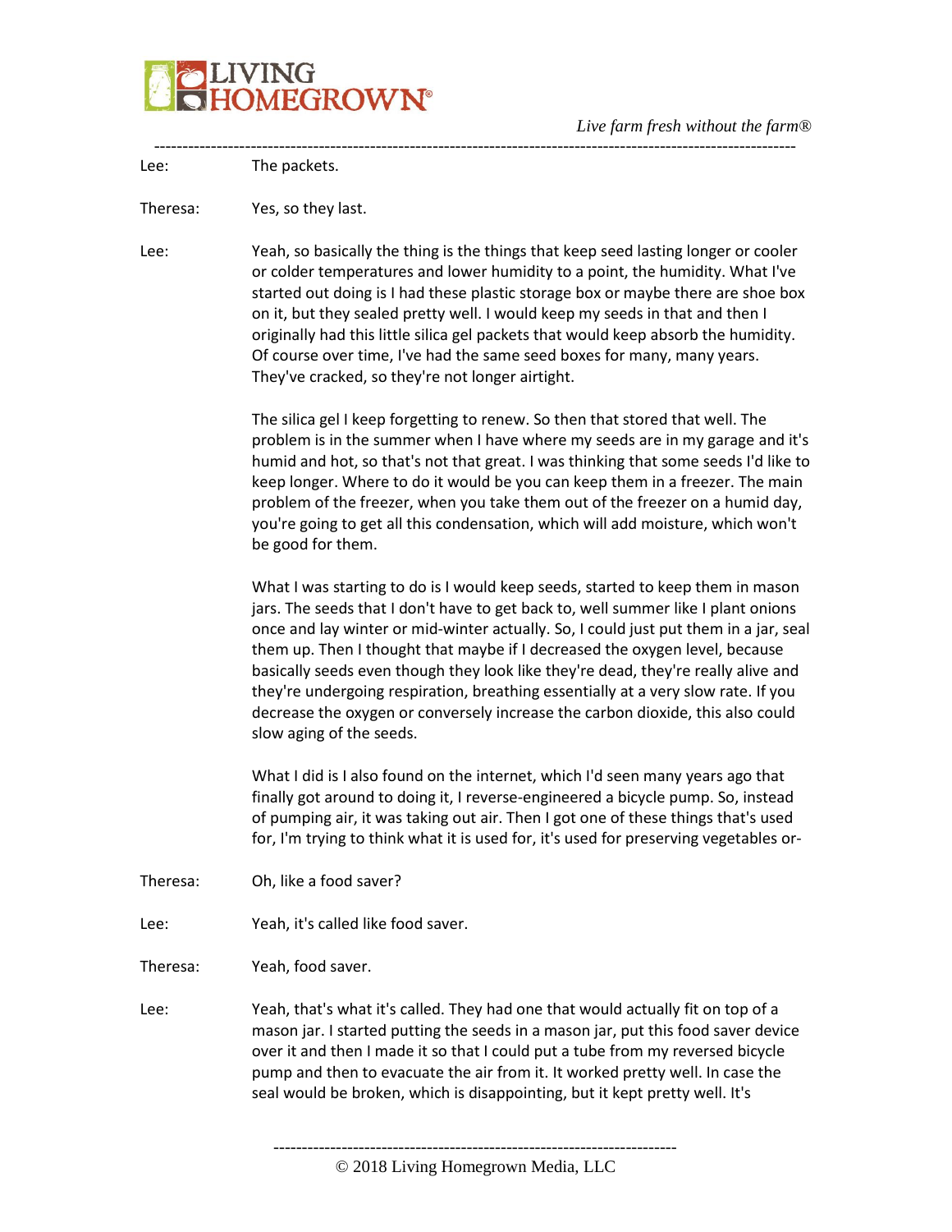Lee: The packets.

Theresa: Yes, so they last.

Lee: Yeah, so basically the thing is the things that keep seed lasting longer or cooler or colder temperatures and lower humidity to a point, the humidity. What I've started out doing is I had these plastic storage box or maybe there are shoe box on it, but they sealed pretty well. I would keep my seeds in that and then I originally had this little silica gel packets that would keep absorb the humidity. Of course over time, I've had the same seed boxes for many, many years. They've cracked, so they're not longer airtight.

The silica gel I keep forgetting to renew. So then that stored that well. The problem is in the summer when I have where my seeds are in my garage and it's humid and hot, so that's not that great. I was thinking that some seeds I'd like to keep longer. Where to do it would be you can keep them in a freezer. The main problem of the freezer, when you take them out of the freezer on a humid day, you're going to get all this condensation, which will add moisture, which won't be good for them.

What I was starting to do is I would keep seeds, started to keep them in mason jars. The seeds that I don't have to get back to, well summer like I plant onions once and lay winter or mid-winter actually. So, I could just put them in a jar, seal them up. Then I thought that maybe if I decreased the oxygen level, because basically seeds even though they look like they're dead, they're really alive and they're undergoing respiration, breathing essentially at a very slow rate. If you decrease the oxygen or conversely increase the carbon dioxide, this also could slow aging of the seeds.

What I did is I also found on the internet, which I'd seen many years ago that finally got around to doing it, I reverse-engineered a bicycle pump. So, instead of pumping air, it was taking out air. Then I got one of these things that's used for, I'm trying to think what it is used for, it's used for preserving vegetables or-

Theresa: Oh, like a food saver?

Lee: Yeah, it's called like food saver.

Theresa: Yeah, food saver.

Lee: Yeah, that's what it's called. They had one that would actually fit on top of a mason jar. I started putting the seeds in a mason jar, put this food saver device over it and then I made it so that I could put a tube from my reversed bicycle pump and then to evacuate the air from it. It worked pretty well. In case the seal would be broken, which is disappointing, but it kept pretty well. It's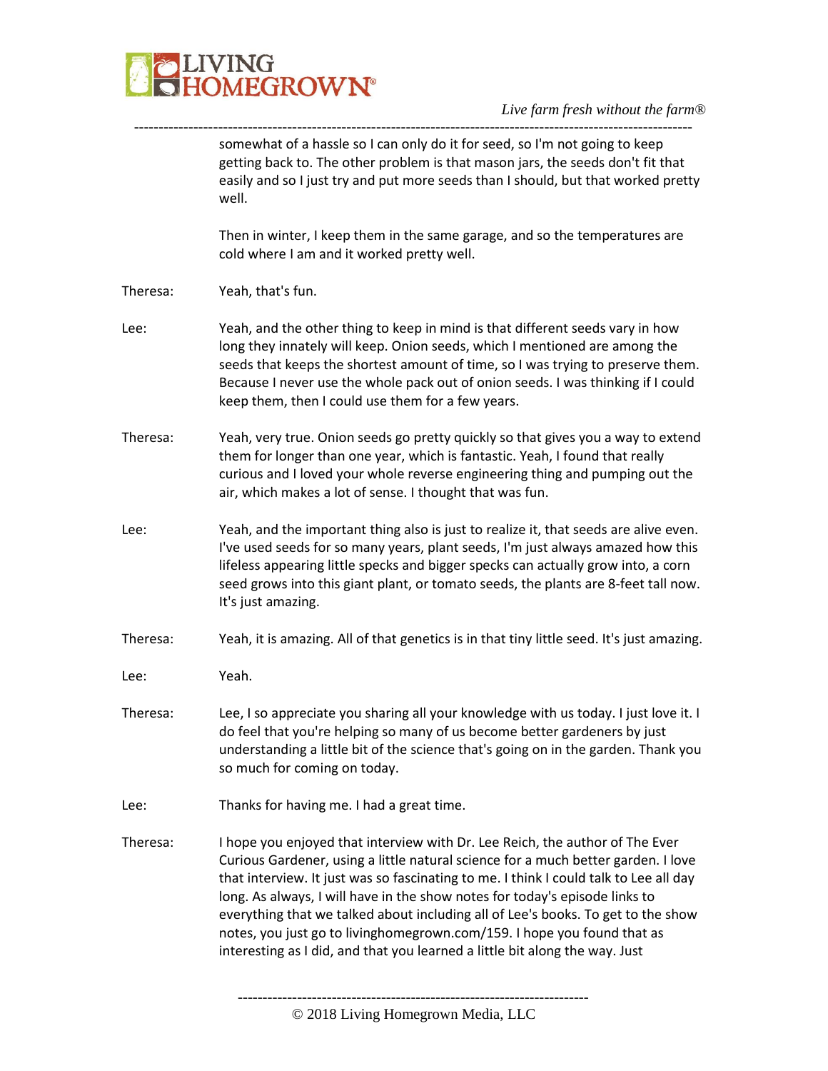somewhat of a hassle so I can only do it for seed, so I'm not going to keep getting back to. The other problem is that mason jars, the seeds don't fit that easily and so I just try and put more seeds than I should, but that worked pretty well.

Then in winter, I keep them in the same garage, and so the temperatures are cold where I am and it worked pretty well.

**Theresa:** Yeah, that's fun.

**Lee:** Yeah, and the other thing to keep in mind is that different seeds vary in how long they innately will keep. Onion seeds, which I mentioned are among the seeds that keeps the shortest amount of time, so I was trying to preserve them. Because I never use the whole pack out of onion seeds. I was thinking if I could keep them, then I could use them for a few years.

**Theresa:** Yeah, very true. Onion seeds go pretty quickly so that gives you a way to extend them for longer than one year, which is fantastic. Yeah, I found that really curious and I loved your whole reverse engineering thing and pumping out the air, which makes a lot of sense. I thought that was fun.

**Lee:** Yeah, and the important thing also is just to realize it, that seeds are alive even. I've used seeds for so many years, plant seeds, I'm just always amazed how this lifeless appearing little specks and bigger specks can actually grow into, a corn seed grows into this giant plant, or tomato seeds, the plants are 8-feet tall now. It's just amazing.

**Theresa:** Yeah, it is amazing. All of that genetics is in that tiny little seed. It's just amazing.

**Lee:** Yeah.

**Theresa:** Lee, I so appreciate you sharing all your knowledge with us today. I just love it. I do feel that you're helping so many of us become better gardeners by just understanding a little bit of the science that's going on in the garden. Thank you so much for coming on today.

**Lee:** Thanks for having me. I had a great time.

**Theresa:** I hope you enjoyed that interview with Dr. Lee Reich, the author of The Ever Curious Gardener, using a little natural science for a much better garden. I love that interview. It just was so fascinating to me. I think I could talk to Lee all day long. As always, I will have in the show notes for today's episode links to everything that we talked about including all of Lee's books. To get to the show notes, you just go to livinghomegrown.com/159. I hope you found that as interesting as I did, and that you learned a little bit along the way. Just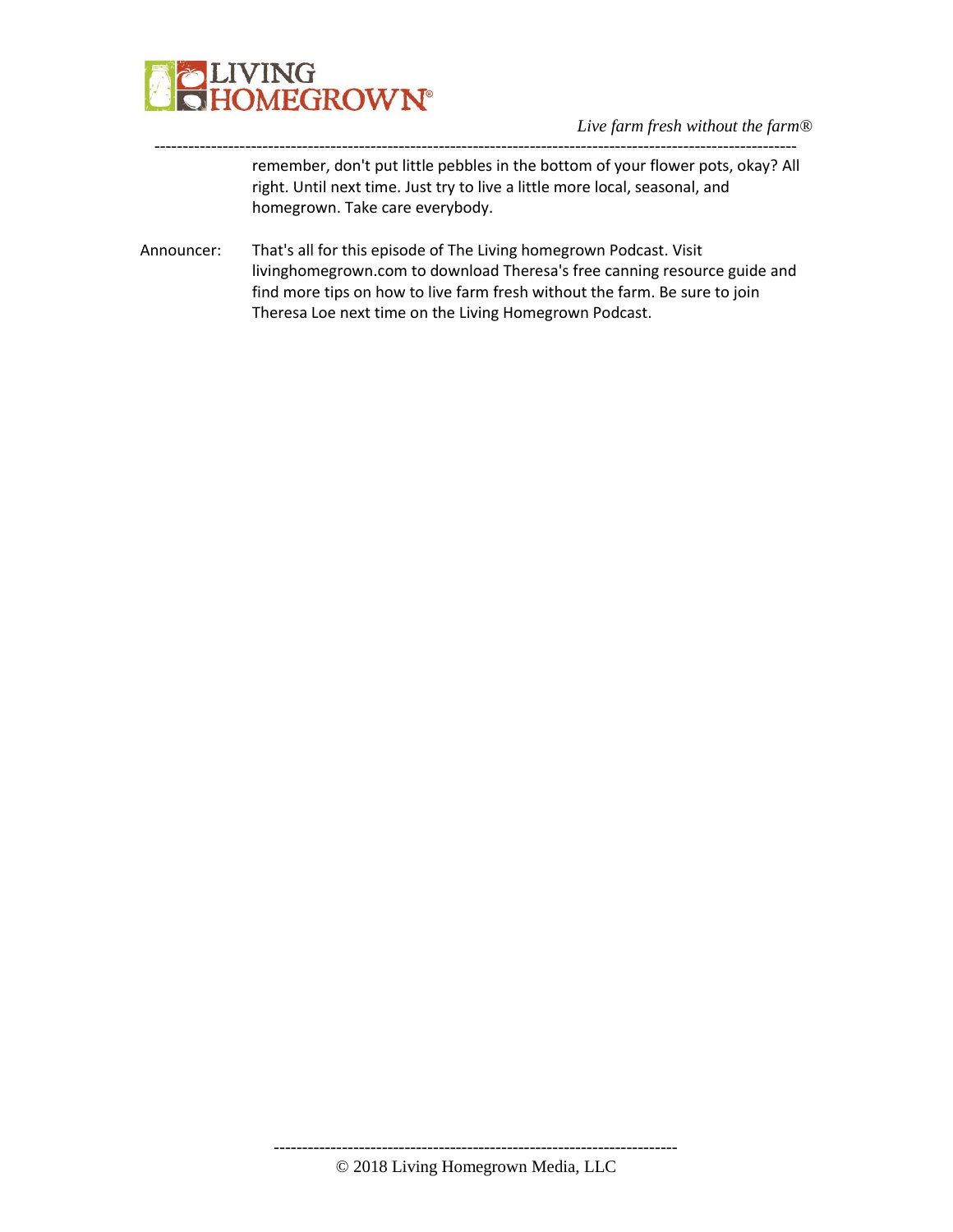remember, don't put little pebbles in the bottom of your flower pots, okay? All right. Until next time. Just try to live a little more local, seasonal, and homegrown. Take care everybody.

Announcer: That's all for this episode of The Living homegrown Podcast. Visit livinghomegrown.com to download Theresa's free canning resource guide and find more tips on how to live farm fresh without the farm. Be sure to join Theresa Loe next time on the Living Homegrown Podcast.